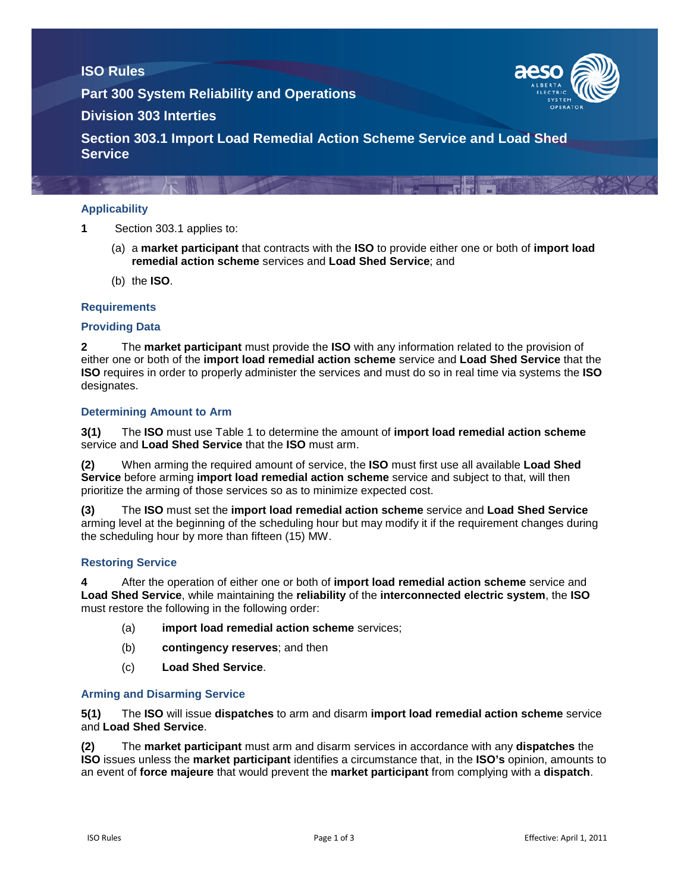# ISO Rules

## Part 300 System Reliability and Operations

## Division 303 Interties

## Section 303.1 Import Load Remedial Action Scheme Service and Load Shed Service

### Applicability

**1** Section 303.1 applies to:

(a) a **market participant** that contracts with the **ISO** to provide either one or both of **import load remedial action scheme** services and **Load Shed Service**; and

(b) the **ISO**.

### Requirements

### Providing Data

**2** The **market participant** must provide the **ISO** with any information related to the provision of either one or both of the **import load remedial action scheme** service and **Load Shed Service** that the **ISO** requires in order to properly administer the services and must do so in real time via systems the **ISO** designates.

### Determining Amount to Arm

**3(1)** The **ISO** must use Table 1 to determine the amount of **import load remedial action scheme** service and **Load Shed Service** that the **ISO** must arm.

**(2)** When arming the required amount of service, the **ISO** must first use all available **Load Shed Service** before arming **import load remedial action scheme** service and subject to that, will then prioritize the arming of those services so as to minimize expected cost.

**(3)** The **ISO** must set the **import load remedial action scheme** service and **Load Shed Service** arming level at the beginning of the scheduling hour but may modify it if the requirement changes during the scheduling hour by more than fifteen (15) MW.

### Restoring Service

**4** After the operation of either one or both of **import load remedial action scheme** service and **Load Shed Service**, while maintaining the **reliability** of the **interconnected electric system**, the **ISO** must restore the following in the following order:

(a) **import load remedial action scheme** services;

(b) **contingency reserves**; and then

(c) **Load Shed Service**.

### Arming and Disarming Service

**5(1)** The **ISO** will issue **dispatches** to arm and disarm **import load remedial action scheme** service and **Load Shed Service**.

**(2)** The **market participant** must arm and disarm services in accordance with any **dispatches** the **ISO** issues unless the **market participant** identifies a circumstance that, in the **ISO's** opinion, amounts to an event of **force majeure** that would prevent the **market participant** from complying with a **dispatch**.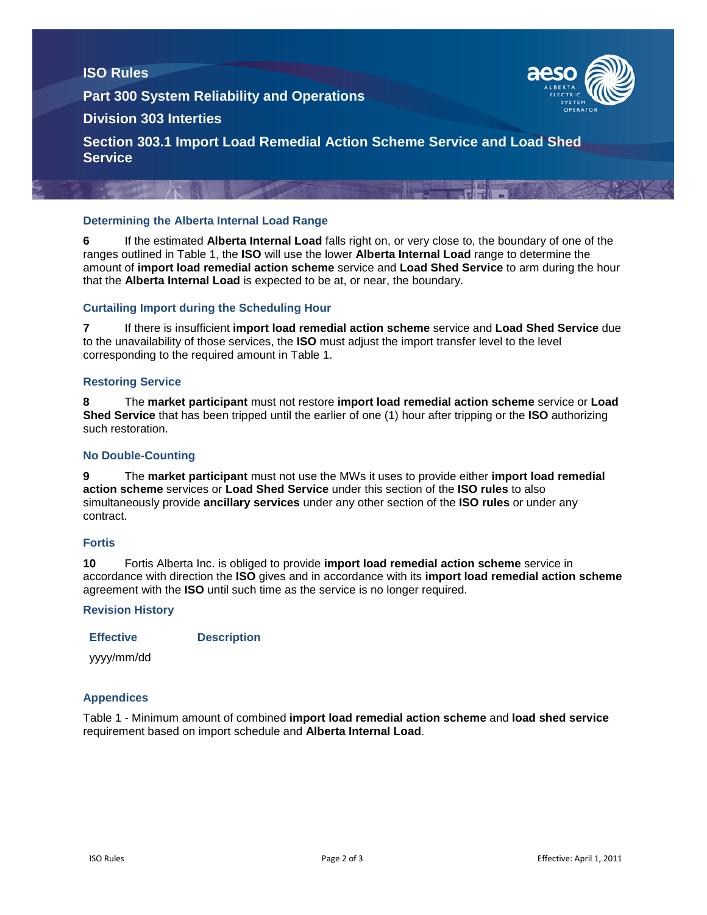## Determining the Alberta Internal Load Range

**6** If the estimated **Alberta Internal Load** falls right on, or very close to, the boundary of one of the ranges outlined in Table 1, the **ISO** will use the lower **Alberta Internal Load** range to determine the amount of **import load remedial action scheme** service and **Load Shed Service** to arm during the hour that the **Alberta Internal Load** is expected to be at, or near, the boundary.

## Curtailing Import during the Scheduling Hour

**7** If there is insufficient **import load remedial action scheme** service and **Load Shed Service** due to the unavailability of those services, the **ISO** must adjust the import transfer level to the level corresponding to the required amount in Table 1.

## Restoring Service

**8** The **market participant** must not restore **import load remedial action scheme** service or **Load Shed Service** that has been tripped until the earlier of one (1) hour after tripping or the **ISO** authorizing such restoration.

## No Double-Counting

**9** The **market participant** must not use the MWs it uses to provide either **import load remedial action scheme** services or **Load Shed Service** under this section of the **ISO rules** to also simultaneously provide **ancillary services** under any other section of the **ISO rules** or under any contract.

## Fortis

**10** Fortis Alberta Inc. is obliged to provide **import load remedial action scheme** service in accordance with direction the **ISO** gives and in accordance with its **import load remedial action scheme** agreement with the **ISO** until such time as the service is no longer required.

## Revision History

| Effective | Description |
|---|---|
| yyyy/mm/dd | |

## Appendices

Table 1 - Minimum amount of combined **import load remedial action scheme** and **load shed service** requirement based on import schedule and **Alberta Internal Load**.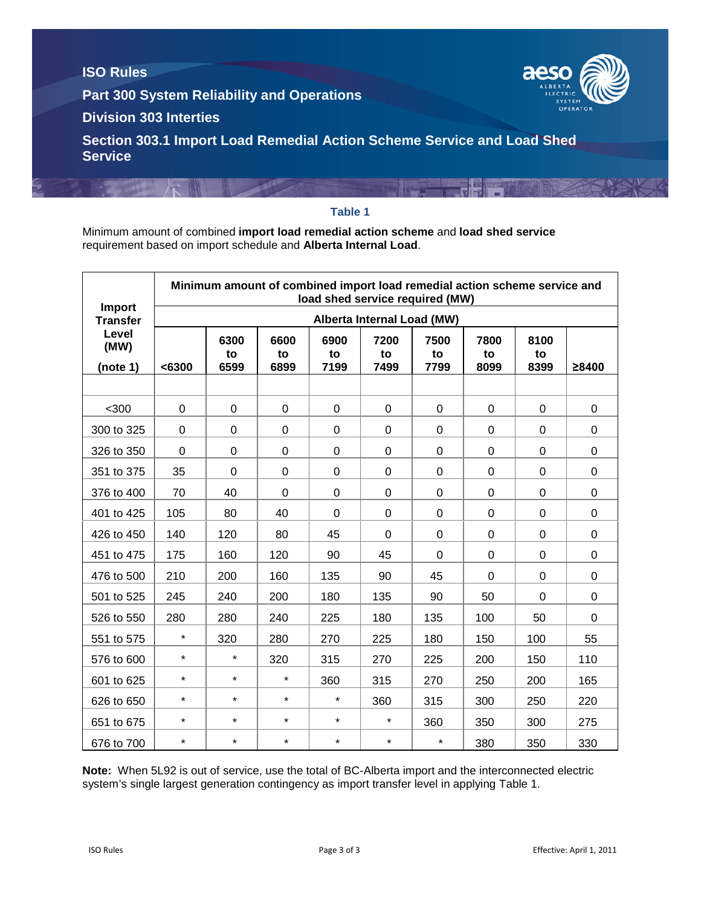### Table 1

Minimum amount of combined **import load remedial action scheme** and **load shed service** requirement based on import schedule and **Alberta Internal Load**.

| Import Transfer Level (MW) (note 1) | Minimum amount of combined import load remedial action scheme service and load shed service required (MW) | | | | | | | | |
|---|---|---|---|---|---|---|---|---|---|
| | Alberta Internal Load (MW) | | | | | | | | |
| | <6300 | 6300 to 6599 | 6600 to 6899 | 6900 to 7199 | 7200 to 7499 | 7500 to 7799 | 7800 to 8099 | 8100 to 8399 | ≥8400 |
| | | | | | | | | | |
| <300 | 0 | 0 | 0 | 0 | 0 | 0 | 0 | 0 | 0 |
| 300 to 325 | 0 | 0 | 0 | 0 | 0 | 0 | 0 | 0 | 0 |
| 326 to 350 | 0 | 0 | 0 | 0 | 0 | 0 | 0 | 0 | 0 |
| 351 to 375 | 35 | 0 | 0 | 0 | 0 | 0 | 0 | 0 | 0 |
| 376 to 400 | 70 | 40 | 0 | 0 | 0 | 0 | 0 | 0 | 0 |
| 401 to 425 | 105 | 80 | 40 | 0 | 0 | 0 | 0 | 0 | 0 |
| 426 to 450 | 140 | 120 | 80 | 45 | 0 | 0 | 0 | 0 | 0 |
| 451 to 475 | 175 | 160 | 120 | 90 | 45 | 0 | 0 | 0 | 0 |
| 476 to 500 | 210 | 200 | 160 | 135 | 90 | 45 | 0 | 0 | 0 |
| 501 to 525 | 245 | 240 | 200 | 180 | 135 | 90 | 50 | 0 | 0 |
| 526 to 550 | 280 | 280 | 240 | 225 | 180 | 135 | 100 | 50 | 0 |
| 551 to 575 | * | 320 | 280 | 270 | 225 | 180 | 150 | 100 | 55 |
| 576 to 600 | * | * | 320 | 315 | 270 | 225 | 200 | 150 | 110 |
| 601 to 625 | * | * | * | 360 | 315 | 270 | 250 | 200 | 165 |
| 626 to 650 | * | * | * | * | 360 | 315 | 300 | 250 | 220 |
| 651 to 675 | * | * | * | * | * | 360 | 350 | 300 | 275 |
| 676 to 700 | * | * | * | * | * | * | 380 | 350 | 330 |

**Note:** When 5L92 is out of service, use the total of BC-Alberta import and the interconnected electric system's single largest generation contingency as import transfer level in applying Table 1.